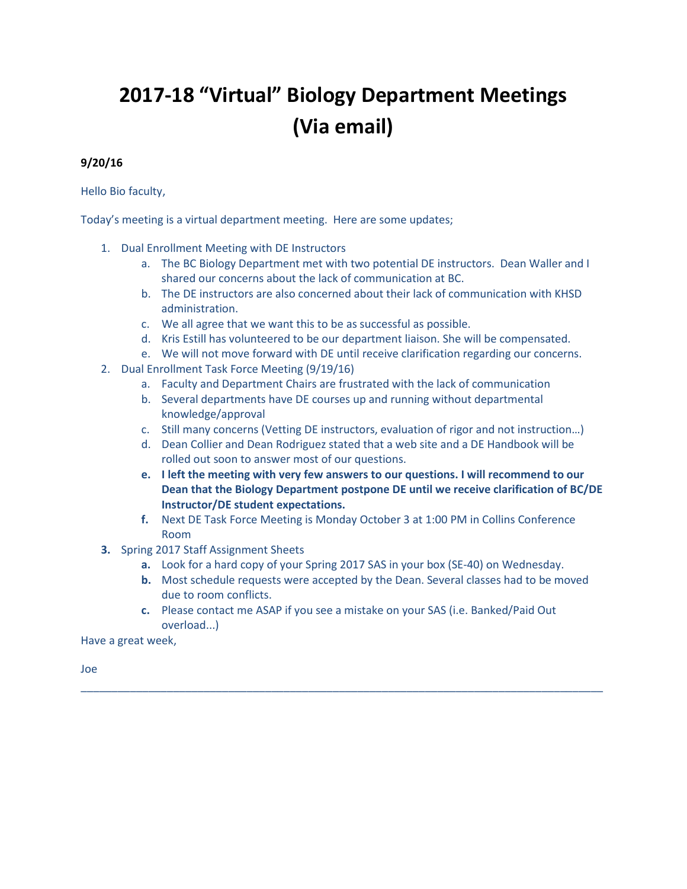# 2017-18 "Virtual" Biology Department Meetings (Via email)

**9/20/16**

Hello Bio faculty,

Today's meeting is a virtual department meeting. Here are some updates;

1. Dual Enrollment Meeting with DE Instructors
   a. The BC Biology Department met with two potential DE instructors. Dean Waller and I shared our concerns about the lack of communication at BC.
   b. The DE instructors are also concerned about their lack of communication with KHSD administration.
   c. We all agree that we want this to be as successful as possible.
   d. Kris Estill has volunteered to be our department liaison. She will be compensated.
   e. We will not move forward with DE until receive clarification regarding our concerns.
2. Dual Enrollment Task Force Meeting (9/19/16)
   a. Faculty and Department Chairs are frustrated with the lack of communication
   b. Several departments have DE courses up and running without departmental knowledge/approval
   c. Still many concerns (Vetting DE instructors, evaluation of rigor and not instruction…)
   d. Dean Collier and Dean Rodriguez stated that a web site and a DE Handbook will be rolled out soon to answer most of our questions.
   **e. I left the meeting with very few answers to our questions. I will recommend to our Dean that the Biology Department postpone DE until we receive clarification of BC/DE Instructor/DE student expectations.**
   **f.** Next DE Task Force Meeting is Monday October 3 at 1:00 PM in Collins Conference Room
**3.** Spring 2017 Staff Assignment Sheets
   **a.** Look for a hard copy of your Spring 2017 SAS in your box (SE-40) on Wednesday.
   **b.** Most schedule requests were accepted by the Dean. Several classes had to be moved due to room conflicts.
   **c.** Please contact me ASAP if you see a mistake on your SAS (i.e. Banked/Paid Out overload...)

Have a great week,

Joe

---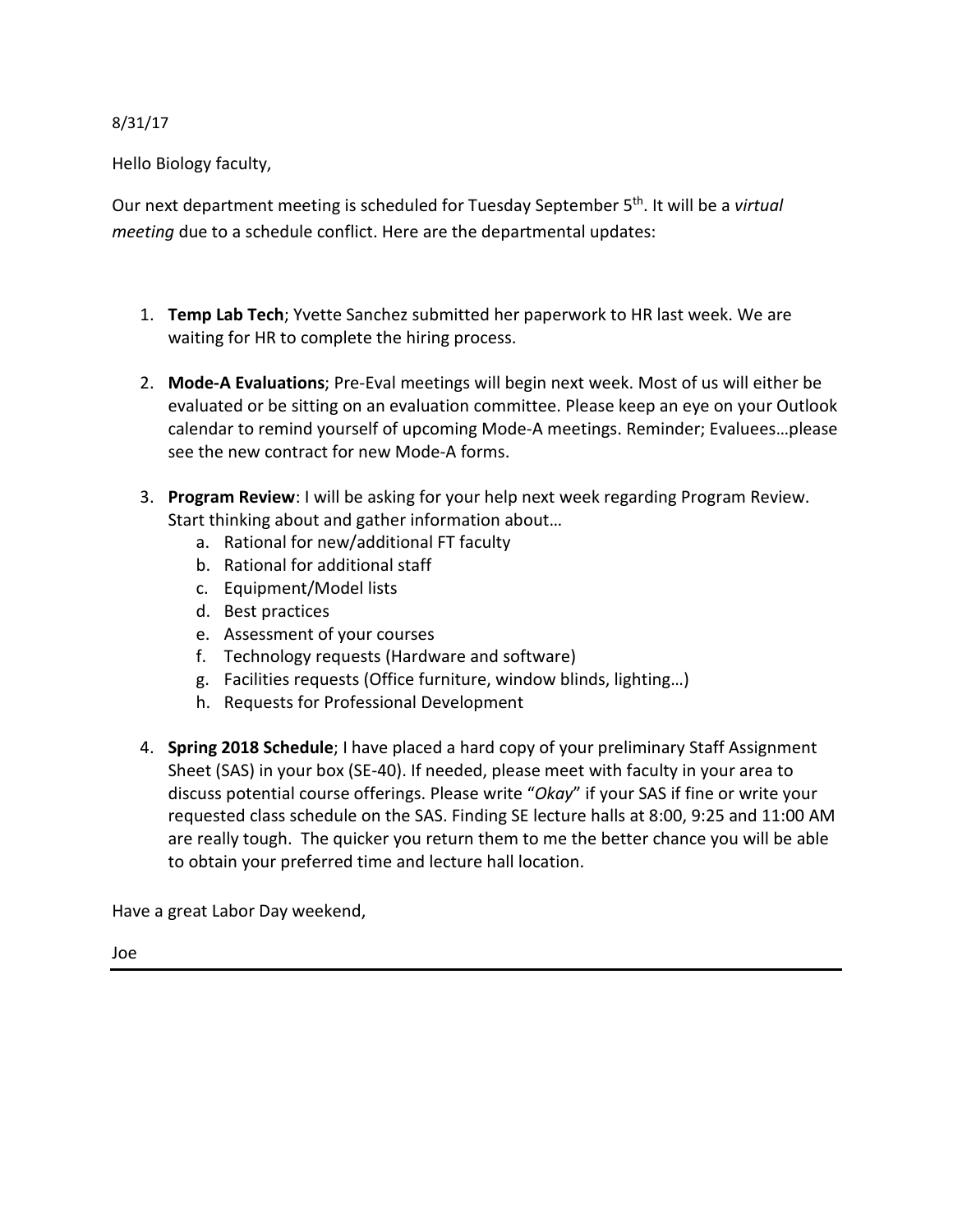8/31/17

Hello Biology faculty,

Our next department meeting is scheduled for Tuesday September 5th. It will be a *virtual meeting* due to a schedule conflict. Here are the departmental updates:

1. **Temp Lab Tech**; Yvette Sanchez submitted her paperwork to HR last week. We are waiting for HR to complete the hiring process.

2. **Mode-A Evaluations**; Pre-Eval meetings will begin next week. Most of us will either be evaluated or be sitting on an evaluation committee. Please keep an eye on your Outlook calendar to remind yourself of upcoming Mode-A meetings. Reminder; Evaluees…please see the new contract for new Mode-A forms.

3. **Program Review**: I will be asking for your help next week regarding Program Review. Start thinking about and gather information about…
   a. Rational for new/additional FT faculty
   b. Rational for additional staff
   c. Equipment/Model lists
   d. Best practices
   e. Assessment of your courses
   f. Technology requests (Hardware and software)
   g. Facilities requests (Office furniture, window blinds, lighting…)
   h. Requests for Professional Development

4. **Spring 2018 Schedule**; I have placed a hard copy of your preliminary Staff Assignment Sheet (SAS) in your box (SE-40). If needed, please meet with faculty in your area to discuss potential course offerings. Please write "*Okay*" if your SAS if fine or write your requested class schedule on the SAS. Finding SE lecture halls at 8:00, 9:25 and 11:00 AM are really tough. The quicker you return them to me the better chance you will be able to obtain your preferred time and lecture hall location.

Have a great Labor Day weekend,

Joe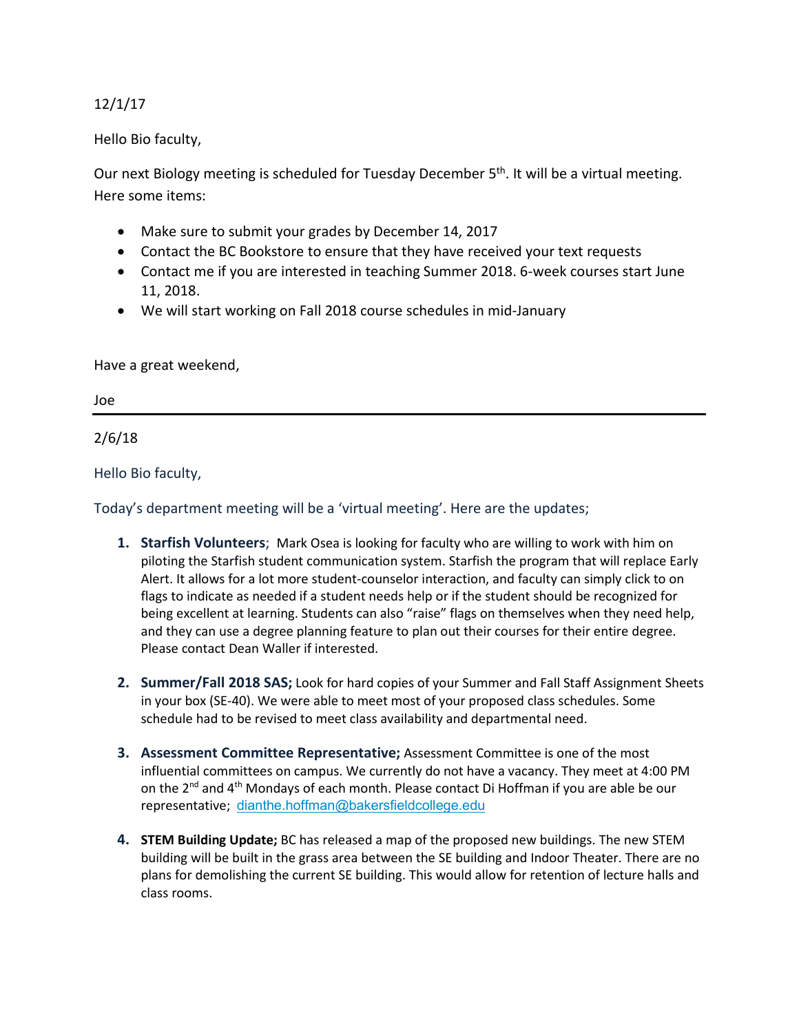12/1/17

Hello Bio faculty,

Our next Biology meeting is scheduled for Tuesday December 5th. It will be a virtual meeting. Here some items:

- Make sure to submit your grades by December 14, 2017
- Contact the BC Bookstore to ensure that they have received your text requests
- Contact me if you are interested in teaching Summer 2018. 6-week courses start June 11, 2018.
- We will start working on Fall 2018 course schedules in mid-January

Have a great weekend,

Joe

---

2/6/18

Hello Bio faculty,

Today's department meeting will be a 'virtual meeting'. Here are the updates;

1. **Starfish Volunteers**; Mark Osea is looking for faculty who are willing to work with him on piloting the Starfish student communication system. Starfish the program that will replace Early Alert. It allows for a lot more student-counselor interaction, and faculty can simply click to on flags to indicate as needed if a student needs help or if the student should be recognized for being excellent at learning. Students can also "raise" flags on themselves when they need help, and they can use a degree planning feature to plan out their courses for their entire degree. Please contact Dean Waller if interested.

2. **Summer/Fall 2018 SAS;** Look for hard copies of your Summer and Fall Staff Assignment Sheets in your box (SE-40). We were able to meet most of your proposed class schedules. Some schedule had to be revised to meet class availability and departmental need.

3. **Assessment Committee Representative;** Assessment Committee is one of the most influential committees on campus. We currently do not have a vacancy. They meet at 4:00 PM on the 2nd and 4th Mondays of each month. Please contact Di Hoffman if you are able be our representative; dianthe.hoffman@bakersfieldcollege.edu

4. **STEM Building Update;** BC has released a map of the proposed new buildings. The new STEM building will be built in the grass area between the SE building and Indoor Theater. There are no plans for demolishing the current SE building. This would allow for retention of lecture halls and class rooms.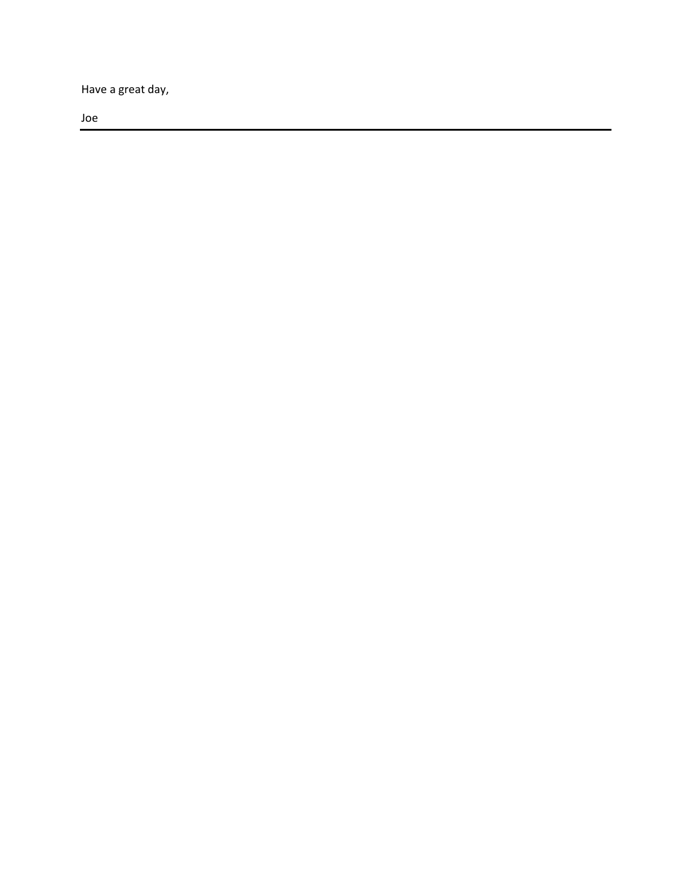Have a great day,

Joe

---